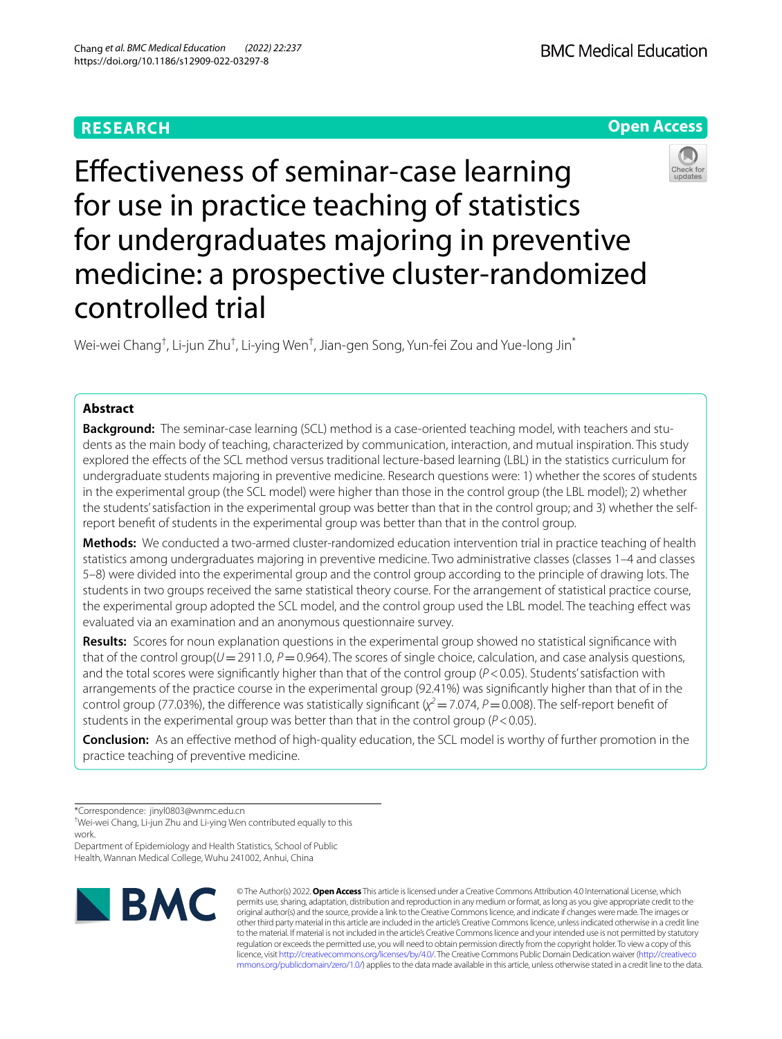RESEARCH

Open Access

# Effectiveness of seminar-case learning for use in practice teaching of statistics for undergraduates majoring in preventive medicine: a prospective cluster-randomized controlled trial

Wei-wei Chang[†], Li-jun Zhu[†], Li-ying Wen[†], Jian-gen Song, Yun-fei Zou and Yue-long Jin[*]

## Abstract

**Background:** The seminar-case learning (SCL) method is a case-oriented teaching model, with teachers and students as the main body of teaching, characterized by communication, interaction, and mutual inspiration. This study explored the effects of the SCL method versus traditional lecture-based learning (LBL) in the statistics curriculum for undergraduate students majoring in preventive medicine. Research questions were: 1) whether the scores of students in the experimental group (the SCL model) were higher than those in the control group (the LBL model); 2) whether the students' satisfaction in the experimental group was better than that in the control group; and 3) whether the self-report benefit of students in the experimental group was better than that in the control group.

**Methods:** We conducted a two-armed cluster-randomized education intervention trial in practice teaching of health statistics among undergraduates majoring in preventive medicine. Two administrative classes (classes 1–4 and classes 5–8) were divided into the experimental group and the control group according to the principle of drawing lots. The students in two groups received the same statistical theory course. For the arrangement of statistical practice course, the experimental group adopted the SCL model, and the control group used the LBL model. The teaching effect was evaluated via an examination and an anonymous questionnaire survey.

**Results:** Scores for noun explanation questions in the experimental group showed no statistical significance with that of the control group($U = 2911.0$, $P = 0.964$). The scores of single choice, calculation, and case analysis questions, and the total scores were significantly higher than that of the control group ($P < 0.05$). Students' satisfaction with arrangements of the practice course in the experimental group (92.41%) was significantly higher than that of in the control group (77.03%), the difference was statistically significant ($\chi^2 = 7.074$, $P = 0.008$). The self-report benefit of students in the experimental group was better than that in the control group ($P < 0.05$).

**Conclusion:** As an effective method of high-quality education, the SCL model is worthy of further promotion in the practice teaching of preventive medicine.

*Correspondence: jinyl0803@wnmc.edu.cn

[†]Wei-wei Chang, Li-jun Zhu and Li-ying Wen contributed equally to this work.

Department of Epidemiology and Health Statistics, School of Public Health, Wannan Medical College, Wuhu 241002, Anhui, China

© The Author(s) 2022. **Open Access** This article is licensed under a Creative Commons Attribution 4.0 International License, which permits use, sharing, adaptation, distribution and reproduction in any medium or format, as long as you give appropriate credit to the original author(s) and the source, provide a link to the Creative Commons licence, and indicate if changes were made. The images or other third party material in this article are included in the article's Creative Commons licence, unless indicated otherwise in a credit line to the material. If material is not included in the article's Creative Commons licence and your intended use is not permitted by statutory regulation or exceeds the permitted use, you will need to obtain permission directly from the copyright holder. To view a copy of this licence, visit http://creativecommons.org/licenses/by/4.0/. The Creative Commons Public Domain Dedication waiver (http://creativecommons.org/publicdomain/zero/1.0/) applies to the data made available in this article, unless otherwise stated in a credit line to the data.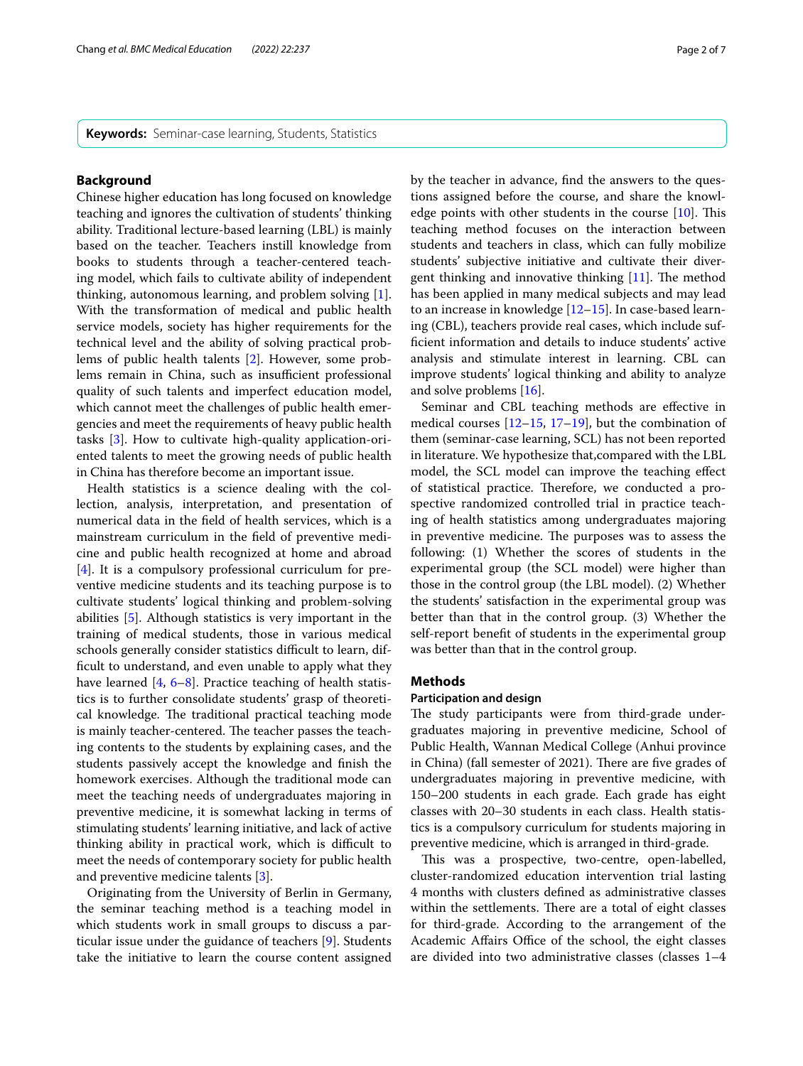**Keywords:** Seminar-case learning, Students, Statistics

## Background

Chinese higher education has long focused on knowledge teaching and ignores the cultivation of students' thinking ability. Traditional lecture-based learning (LBL) is mainly based on the teacher. Teachers instill knowledge from books to students through a teacher-centered teaching model, which fails to cultivate ability of independent thinking, autonomous learning, and problem solving [1]. With the transformation of medical and public health service models, society has higher requirements for the technical level and the ability of solving practical problems of public health talents [2]. However, some problems remain in China, such as insufficient professional quality of such talents and imperfect education model, which cannot meet the challenges of public health emergencies and meet the requirements of heavy public health tasks [3]. How to cultivate high-quality application-oriented talents to meet the growing needs of public health in China has therefore become an important issue.

Health statistics is a science dealing with the collection, analysis, interpretation, and presentation of numerical data in the field of health services, which is a mainstream curriculum in the field of preventive medicine and public health recognized at home and abroad [4]. It is a compulsory professional curriculum for preventive medicine students and its teaching purpose is to cultivate students' logical thinking and problem-solving abilities [5]. Although statistics is very important in the training of medical students, those in various medical schools generally consider statistics difficult to learn, difficult to understand, and even unable to apply what they have learned [4, 6–8]. Practice teaching of health statistics is to further consolidate students' grasp of theoretical knowledge. The traditional practical teaching mode is mainly teacher-centered. The teacher passes the teaching contents to the students by explaining cases, and the students passively accept the knowledge and finish the homework exercises. Although the traditional mode can meet the teaching needs of undergraduates majoring in preventive medicine, it is somewhat lacking in terms of stimulating students' learning initiative, and lack of active thinking ability in practical work, which is difficult to meet the needs of contemporary society for public health and preventive medicine talents [3].

Originating from the University of Berlin in Germany, the seminar teaching method is a teaching model in which students work in small groups to discuss a particular issue under the guidance of teachers [9]. Students take the initiative to learn the course content assigned by the teacher in advance, find the answers to the questions assigned before the course, and share the knowledge points with other students in the course [10]. This teaching method focuses on the interaction between students and teachers in class, which can fully mobilize students' subjective initiative and cultivate their divergent thinking and innovative thinking [11]. The method has been applied in many medical subjects and may lead to an increase in knowledge [12–15]. In case-based learning (CBL), teachers provide real cases, which include sufficient information and details to induce students' active analysis and stimulate interest in learning. CBL can improve students' logical thinking and ability to analyze and solve problems [16].

Seminar and CBL teaching methods are effective in medical courses [12–15, 17–19], but the combination of them (seminar-case learning, SCL) has not been reported in literature. We hypothesize that,compared with the LBL model, the SCL model can improve the teaching effect of statistical practice. Therefore, we conducted a prospective randomized controlled trial in practice teaching of health statistics among undergraduates majoring in preventive medicine. The purposes was to assess the following: (1) Whether the scores of students in the experimental group (the SCL model) were higher than those in the control group (the LBL model). (2) Whether the students' satisfaction in the experimental group was better than that in the control group. (3) Whether the self-report benefit of students in the experimental group was better than that in the control group.

## Methods

### Participation and design

The study participants were from third-grade undergraduates majoring in preventive medicine, School of Public Health, Wannan Medical College (Anhui province in China) (fall semester of 2021). There are five grades of undergraduates majoring in preventive medicine, with 150–200 students in each grade. Each grade has eight classes with 20–30 students in each class. Health statistics is a compulsory curriculum for students majoring in preventive medicine, which is arranged in third-grade.

This was a prospective, two-centre, open-labelled, cluster-randomized education intervention trial lasting 4 months with clusters defined as administrative classes within the settlements. There are a total of eight classes for third-grade. According to the arrangement of the Academic Affairs Office of the school, the eight classes are divided into two administrative classes (classes 1–4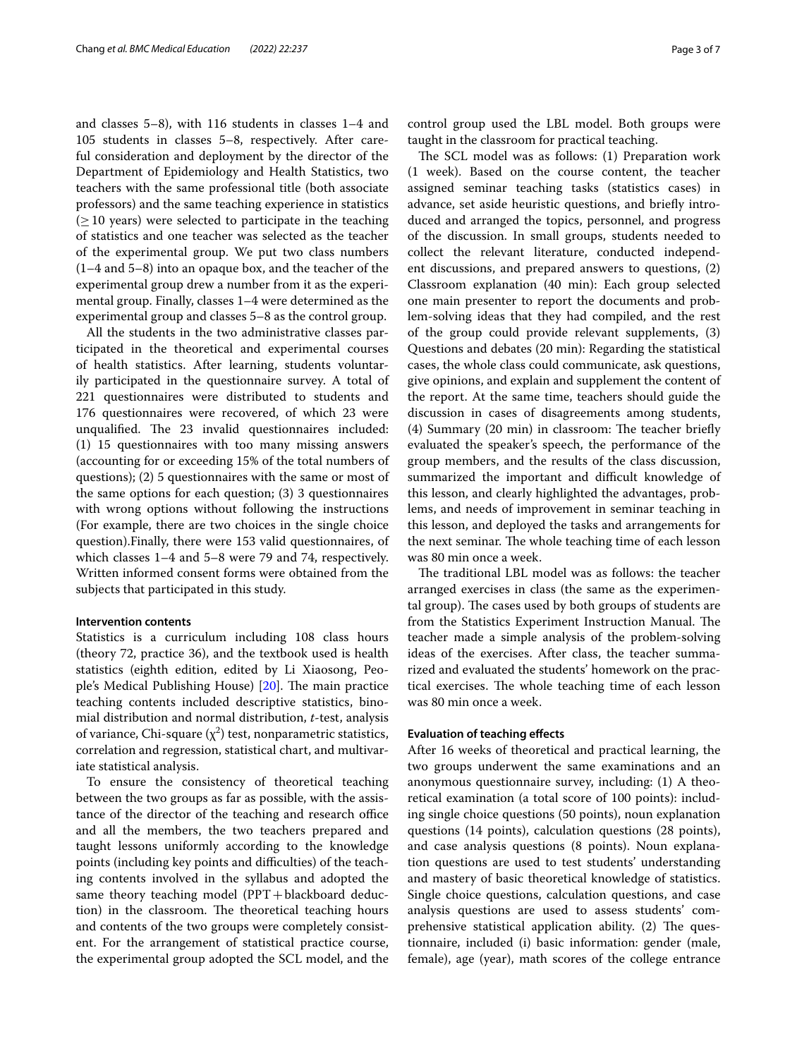and classes 5–8), with 116 students in classes 1–4 and 105 students in classes 5–8, respectively. After careful consideration and deployment by the director of the Department of Epidemiology and Health Statistics, two teachers with the same professional title (both associate professors) and the same teaching experience in statistics ($\geq$ 10 years) were selected to participate in the teaching of statistics and one teacher was selected as the teacher of the experimental group. We put two class numbers (1–4 and 5–8) into an opaque box, and the teacher of the experimental group drew a number from it as the experimental group. Finally, classes 1–4 were determined as the experimental group and classes 5–8 as the control group.

All the students in the two administrative classes participated in the theoretical and experimental courses of health statistics. After learning, students voluntarily participated in the questionnaire survey. A total of 221 questionnaires were distributed to students and 176 questionnaires were recovered, of which 23 were unqualified. The 23 invalid questionnaires included: (1) 15 questionnaires with too many missing answers (accounting for or exceeding 15% of the total numbers of questions); (2) 5 questionnaires with the same or most of the same options for each question; (3) 3 questionnaires with wrong options without following the instructions (For example, there are two choices in the single choice question).Finally, there were 153 valid questionnaires, of which classes 1–4 and 5–8 were 79 and 74, respectively. Written informed consent forms were obtained from the subjects that participated in this study.

#### Intervention contents

Statistics is a curriculum including 108 class hours (theory 72, practice 36), and the textbook used is health statistics (eighth edition, edited by Li Xiaosong, People's Medical Publishing House) [20]. The main practice teaching contents included descriptive statistics, binomial distribution and normal distribution, *t*-test, analysis of variance, Chi-square ($\chi^2$) test, nonparametric statistics, correlation and regression, statistical chart, and multivariate statistical analysis.

To ensure the consistency of theoretical teaching between the two groups as far as possible, with the assistance of the director of the teaching and research office and all the members, the two teachers prepared and taught lessons uniformly according to the knowledge points (including key points and difficulties) of the teaching contents involved in the syllabus and adopted the same theory teaching model (PPT + blackboard deduction) in the classroom. The theoretical teaching hours and contents of the two groups were completely consistent. For the arrangement of statistical practice course, the experimental group adopted the SCL model, and the control group used the LBL model. Both groups were taught in the classroom for practical teaching.

The SCL model was as follows: (1) Preparation work (1 week). Based on the course content, the teacher assigned seminar teaching tasks (statistics cases) in advance, set aside heuristic questions, and briefly introduced and arranged the topics, personnel, and progress of the discussion. In small groups, students needed to collect the relevant literature, conducted independent discussions, and prepared answers to questions, (2) Classroom explanation (40 min): Each group selected one main presenter to report the documents and problem-solving ideas that they had compiled, and the rest of the group could provide relevant supplements, (3) Questions and debates (20 min): Regarding the statistical cases, the whole class could communicate, ask questions, give opinions, and explain and supplement the content of the report. At the same time, teachers should guide the discussion in cases of disagreements among students, (4) Summary (20 min) in classroom: The teacher briefly evaluated the speaker's speech, the performance of the group members, and the results of the class discussion, summarized the important and difficult knowledge of this lesson, and clearly highlighted the advantages, problems, and needs of improvement in seminar teaching in this lesson, and deployed the tasks and arrangements for the next seminar. The whole teaching time of each lesson was 80 min once a week.

The traditional LBL model was as follows: the teacher arranged exercises in class (the same as the experimental group). The cases used by both groups of students are from the Statistics Experiment Instruction Manual. The teacher made a simple analysis of the problem-solving ideas of the exercises. After class, the teacher summarized and evaluated the students' homework on the practical exercises. The whole teaching time of each lesson was 80 min once a week.

#### Evaluation of teaching effects

After 16 weeks of theoretical and practical learning, the two groups underwent the same examinations and an anonymous questionnaire survey, including: (1) A theoretical examination (a total score of 100 points): including single choice questions (50 points), noun explanation questions (14 points), calculation questions (28 points), and case analysis questions (8 points). Noun explanation questions are used to test students' understanding and mastery of basic theoretical knowledge of statistics. Single choice questions, calculation questions, and case analysis questions are used to assess students' comprehensive statistical application ability. (2) The questionnaire, included (i) basic information: gender (male, female), age (year), math scores of the college entrance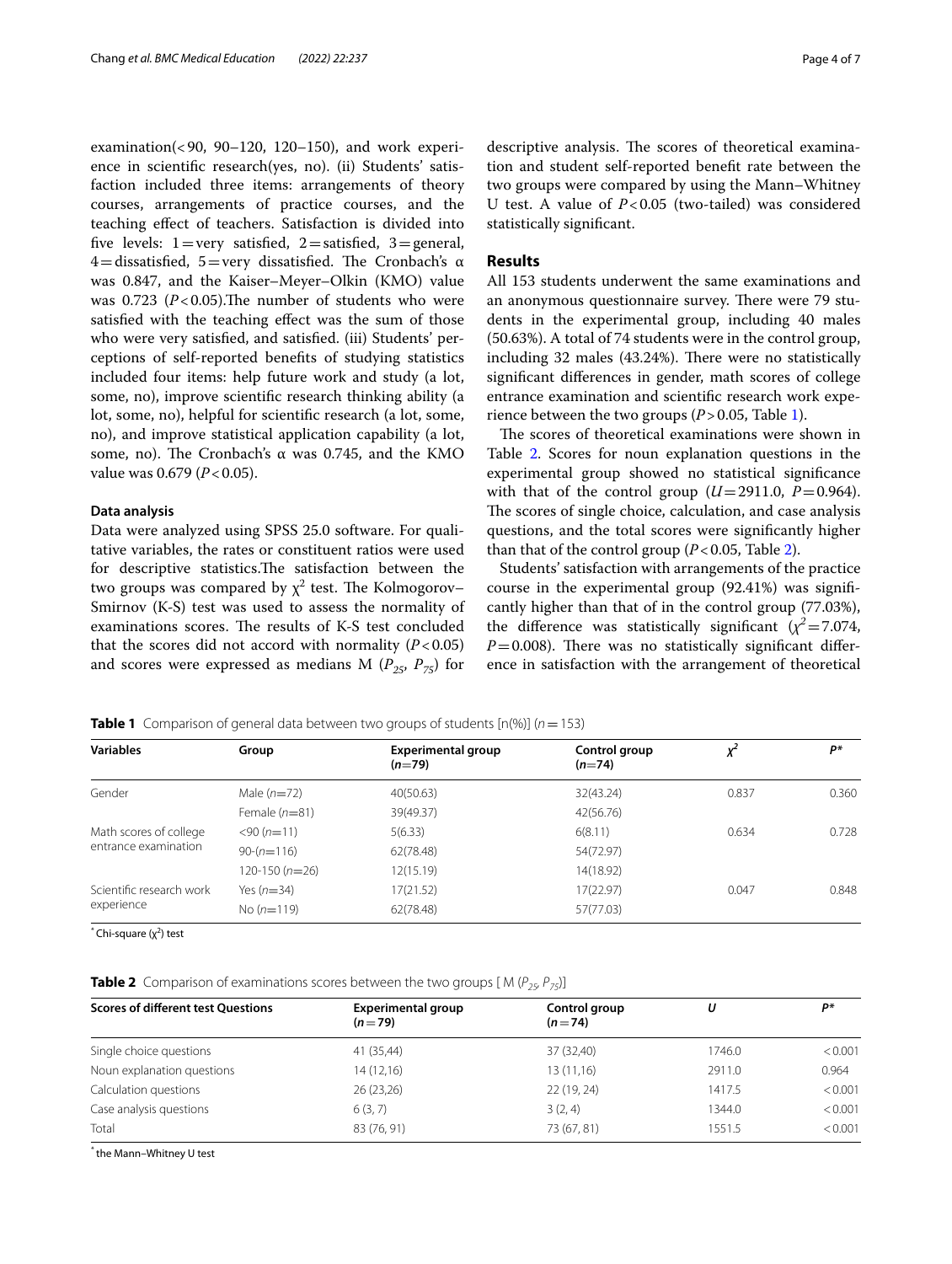examination(< 90, 90–120, 120–150), and work experience in scientific research(yes, no). (ii) Students' satisfaction included three items: arrangements of theory courses, arrangements of practice courses, and the teaching effect of teachers. Satisfaction is divided into five levels: 1 = very satisfied, 2 = satisfied, 3 = general, 4 = dissatisfied, 5 = very dissatisfied. The Cronbach's α was 0.847, and the Kaiser–Meyer–Olkin (KMO) value was 0.723 ($P < 0.05$).The number of students who were satisfied with the teaching effect was the sum of those who were very satisfied, and satisfied. (iii) Students' perceptions of self-reported benefits of studying statistics included four items: help future work and study (a lot, some, no), improve scientific research thinking ability (a lot, some, no), helpful for scientific research (a lot, some, no), and improve statistical application capability (a lot, some, no). The Cronbach's α was 0.745, and the KMO value was 0.679 ($P < 0.05$).

### Data analysis

Data were analyzed using SPSS 25.0 software. For qualitative variables, the rates or constituent ratios were used for descriptive statistics.The satisfaction between the two groups was compared by $\chi^2$ test. The Kolmogorov–Smirnov (K-S) test was used to assess the normality of examinations scores. The results of K-S test concluded that the scores did not accord with normality ($P < 0.05$) and scores were expressed as medians M ($P_{25}$, $P_{75}$) for descriptive analysis. The scores of theoretical examination and student self-reported benefit rate between the two groups were compared by using the Mann–Whitney U test. A value of $P < 0.05$ (two-tailed) was considered statistically significant.

## Results

All 153 students underwent the same examinations and an anonymous questionnaire survey. There were 79 students in the experimental group, including 40 males (50.63%). A total of 74 students were in the control group, including 32 males (43.24%). There were no statistically significant differences in gender, math scores of college entrance examination and scientific research work experience between the two groups ($P > 0.05$, Table 1).

The scores of theoretical examinations were shown in Table 2. Scores for noun explanation questions in the experimental group showed no statistical significance with that of the control group ($U = 2911.0$, $P = 0.964$). The scores of single choice, calculation, and case analysis questions, and the total scores were significantly higher than that of the control group ($P < 0.05$, Table 2).

Students' satisfaction with arrangements of the practice course in the experimental group (92.41%) was significantly higher than that of in the control group (77.03%), the difference was statistically significant ($\chi^2 = 7.074$, $P = 0.008$). There was no statistically significant difference in satisfaction with the arrangement of theoretical

**Table 1** Comparison of general data between two groups of students [n(%)] ($n = 153$)

| Variables | Group | Experimental group ($n$=79) | Control group ($n$=74) | $\chi^2$ | $P$* |
|---|---|---|---|---|---|
| Gender | Male ($n$=72) | 40(50.63) | 32(43.24) | 0.837 | 0.360 |
| | Female ($n$=81) | 39(49.37) | 42(56.76) | | |
| Math scores of college entrance examination | <90 ($n$=11) | 5(6.33) | 6(8.11) | 0.634 | 0.728 |
| | 90-($n$=116) | 62(78.48) | 54(72.97) | | |
| | 120-150 ($n$=26) | 12(15.19) | 14(18.92) | | |
| Scientific research work experience | Yes ($n$=34) | 17(21.52) | 17(22.97) | 0.047 | 0.848 |
| | No ($n$=119) | 62(78.48) | 57(77.03) | | |

* Chi-square ($\chi^2$) test

**Table 2** Comparison of examinations scores between the two groups [ M ($P_{25}$, $P_{75}$)]

| Scores of different test Questions | Experimental group ($n$ = 79) | Control group ($n$ = 74) | $U$ | $P$* |
|---|---|---|---|---|
| Single choice questions | 41 (35,44) | 37 (32,40) | 1746.0 | < 0.001 |
| Noun explanation questions | 14 (12,16) | 13 (11,16) | 2911.0 | 0.964 |
| Calculation questions | 26 (23,26) | 22 (19, 24) | 1417.5 | < 0.001 |
| Case analysis questions | 6 (3, 7) | 3 (2, 4) | 1344.0 | < 0.001 |
| Total | 83 (76, 91) | 73 (67, 81) | 1551.5 | < 0.001 |

* the Mann–Whitney U test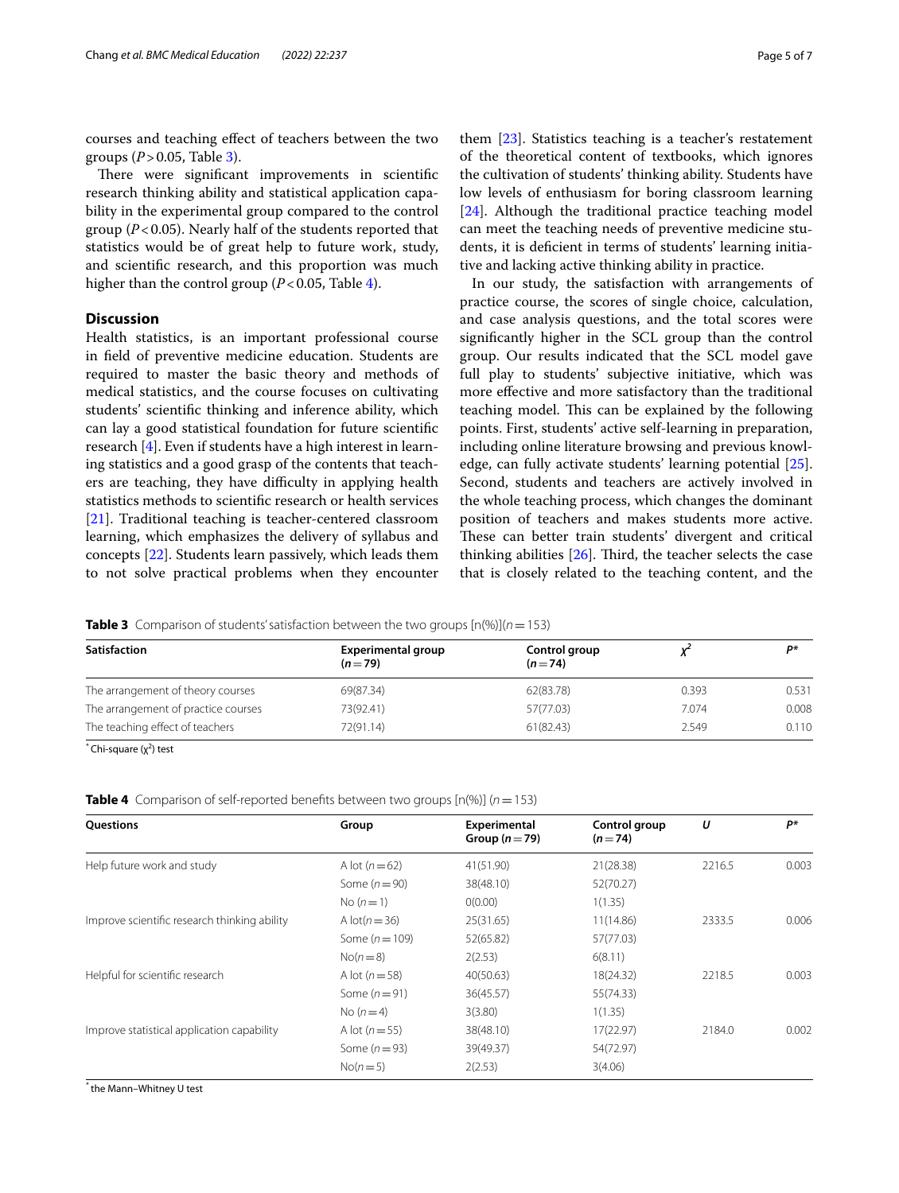courses and teaching effect of teachers between the two groups ($P > 0.05$, Table 3).

There were significant improvements in scientific research thinking ability and statistical application capability in the experimental group compared to the control group ($P < 0.05$). Nearly half of the students reported that statistics would be of great help to future work, study, and scientific research, and this proportion was much higher than the control group ($P < 0.05$, Table 4).

## Discussion

Health statistics, is an important professional course in field of preventive medicine education. Students are required to master the basic theory and methods of medical statistics, and the course focuses on cultivating students' scientific thinking and inference ability, which can lay a good statistical foundation for future scientific research [4]. Even if students have a high interest in learning statistics and a good grasp of the contents that teachers are teaching, they have difficulty in applying health statistics methods to scientific research or health services [21]. Traditional teaching is teacher-centered classroom learning, which emphasizes the delivery of syllabus and concepts [22]. Students learn passively, which leads them to not solve practical problems when they encounter them [23]. Statistics teaching is a teacher's restatement of the theoretical content of textbooks, which ignores the cultivation of students' thinking ability. Students have low levels of enthusiasm for boring classroom learning [24]. Although the traditional practice teaching model can meet the teaching needs of preventive medicine students, it is deficient in terms of students' learning initiative and lacking active thinking ability in practice.

In our study, the satisfaction with arrangements of practice course, the scores of single choice, calculation, and case analysis questions, and the total scores were significantly higher in the SCL group than the control group. Our results indicated that the SCL model gave full play to students' subjective initiative, which was more effective and more satisfactory than the traditional teaching model. This can be explained by the following points. First, students' active self-learning in preparation, including online literature browsing and previous knowledge, can fully activate students' learning potential [25]. Second, students and teachers are actively involved in the whole teaching process, which changes the dominant position of teachers and makes students more active. These can better train students' divergent and critical thinking abilities [26]. Third, the teacher selects the case that is closely related to the teaching content, and the

**Table 3** Comparison of students' satisfaction between the two groups [n(%)]($n = 153$)

| Satisfaction | Experimental group ($n = 79$) | Control group ($n = 74$) | $\chi^2$ | $P$* |
|---|---|---|---|---|
| The arrangement of theory courses | 69(87.34) | 62(83.78) | 0.393 | 0.531 |
| The arrangement of practice courses | 73(92.41) | 57(77.03) | 7.074 | 0.008 |
| The teaching effect of teachers | 72(91.14) | 61(82.43) | 2.549 | 0.110 |

\* Chi-square ($\chi^2$) test

**Table 4** Comparison of self-reported benefits between two groups [n(%)] ($n = 153$)

| Questions | Group | Experimental Group ($n = 79$) | Control group ($n = 74$) | $U$ | $P$* |
|---|---|---|---|---|---|
| Help future work and study | A lot ($n = 62$) | 41(51.90) | 21(28.38) | 2216.5 | 0.003 |
| | Some ($n = 90$) | 38(48.10) | 52(70.27) | | |
| | No ($n = 1$) | 0(0.00) | 1(1.35) | | |
| Improve scientific research thinking ability | A lot($n = 36$) | 25(31.65) | 11(14.86) | 2333.5 | 0.006 |
| | Some ($n = 109$) | 52(65.82) | 57(77.03) | | |
| | No($n = 8$) | 2(2.53) | 6(8.11) | | |
| Helpful for scientific research | A lot ($n = 58$) | 40(50.63) | 18(24.32) | 2218.5 | 0.003 |
| | Some ($n = 91$) | 36(45.57) | 55(74.33) | | |
| | No ($n = 4$) | 3(3.80) | 1(1.35) | | |
| Improve statistical application capability | A lot ($n = 55$) | 38(48.10) | 17(22.97) | 2184.0 | 0.002 |
| | Some ($n = 93$) | 39(49.37) | 54(72.97) | | |
| | No($n = 5$) | 2(2.53) | 3(4.06) | | |

\* the Mann–Whitney U test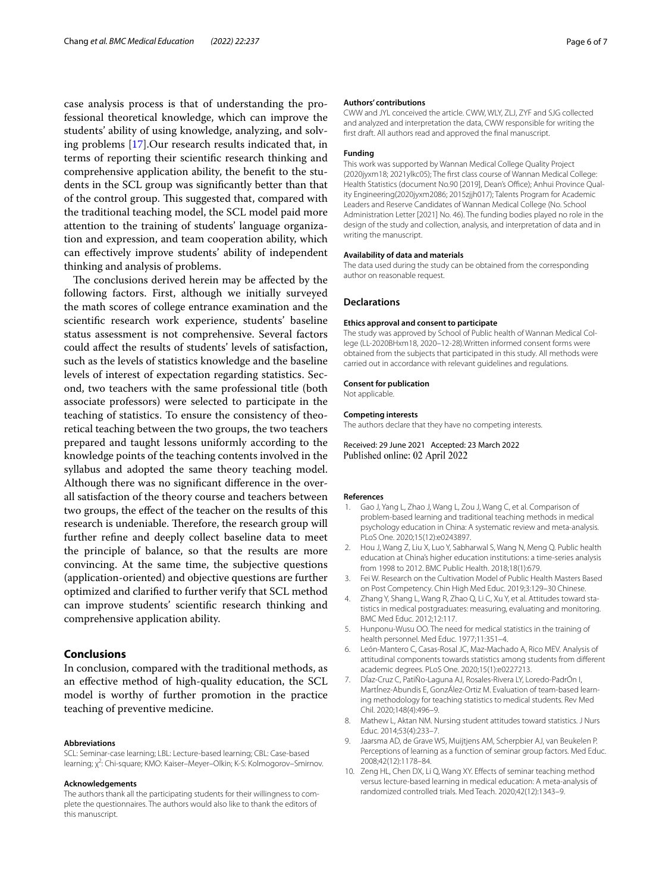case analysis process is that of understanding the professional theoretical knowledge, which can improve the students' ability of using knowledge, analyzing, and solving problems [17].Our research results indicated that, in terms of reporting their scientific research thinking and comprehensive application ability, the benefit to the students in the SCL group was significantly better than that of the control group. This suggested that, compared with the traditional teaching model, the SCL model paid more attention to the training of students' language organization and expression, and team cooperation ability, which can effectively improve students' ability of independent thinking and analysis of problems.

The conclusions derived herein may be affected by the following factors. First, although we initially surveyed the math scores of college entrance examination and the scientific research work experience, students' baseline status assessment is not comprehensive. Several factors could affect the results of students' levels of satisfaction, such as the levels of statistics knowledge and the baseline levels of interest of expectation regarding statistics. Second, two teachers with the same professional title (both associate professors) were selected to participate in the teaching of statistics. To ensure the consistency of theoretical teaching between the two groups, the two teachers prepared and taught lessons uniformly according to the knowledge points of the teaching contents involved in the syllabus and adopted the same theory teaching model. Although there was no significant difference in the overall satisfaction of the theory course and teachers between two groups, the effect of the teacher on the results of this research is undeniable. Therefore, the research group will further refine and deeply collect baseline data to meet the principle of balance, so that the results are more convincing. At the same time, the subjective questions (application-oriented) and objective questions are further optimized and clarified to further verify that SCL method can improve students' scientific research thinking and comprehensive application ability.

## Conclusions

In conclusion, compared with the traditional methods, as an effective method of high-quality education, the SCL model is worthy of further promotion in the practice teaching of preventive medicine.

#### Abbreviations

SCL: Seminar-case learning; LBL: Lecture-based learning; CBL: Case-based learning; $\chi^2$: Chi-square; KMO: Kaiser–Meyer–Olkin; K-S: Kolmogorov–Smirnov.

#### Acknowledgements

The authors thank all the participating students for their willingness to complete the questionnaires. The authors would also like to thank the editors of this manuscript.

#### Authors' contributions

CWW and JYL conceived the article. CWW, WLY, ZLJ, ZYF and SJG collected and analyzed and interpretation the data, CWW responsible for writing the first draft. All authors read and approved the final manuscript.

#### Funding

This work was supported by Wannan Medical College Quality Project (2020jyxm18; 2021ylkc05); The first class course of Wannan Medical College: Health Statistics (document No.90 [2019], Dean's Office); Anhui Province Quality Engineering(2020jyxm2086; 2015zjjh017); Talents Program for Academic Leaders and Reserve Candidates of Wannan Medical College (No. School Administration Letter [2021] No. 46). The funding bodies played no role in the design of the study and collection, analysis, and interpretation of data and in writing the manuscript.

#### Availability of data and materials

The data used during the study can be obtained from the corresponding author on reasonable request.

## Declarations

#### Ethics approval and consent to participate

The study was approved by School of Public health of Wannan Medical College (LL-2020BHxm18, 2020–12-28).Written informed consent forms were obtained from the subjects that participated in this study. All methods were carried out in accordance with relevant guidelines and regulations.

#### Consent for publication

Not applicable.

#### Competing interests

The authors declare that they have no competing interests.

Received: 29 June 2021 Accepted: 23 March 2022
Published online: 02 April 2022

#### References

1. Gao J, Yang L, Zhao J, Wang L, Zou J, Wang C, et al. Comparison of problem-based learning and traditional teaching methods in medical psychology education in China: A systematic review and meta-analysis. PLoS One. 2020;15(12):e0243897.
2. Hou J, Wang Z, Liu X, Luo Y, Sabharwal S, Wang N, Meng Q. Public health education at China's higher education institutions: a time-series analysis from 1998 to 2012. BMC Public Health. 2018;18(1):679.
3. Fei W. Research on the Cultivation Model of Public Health Masters Based on Post Competency. Chin High Med Educ. 2019;3:129–30 Chinese.
4. Zhang Y, Shang L, Wang R, Zhao Q, Li C, Xu Y, et al. Attitudes toward statistics in medical postgraduates: measuring, evaluating and monitoring. BMC Med Educ. 2012;12:117.
5. Hunponu-Wusu OO. The need for medical statistics in the training of health personnel. Med Educ. 1977;11:351–4.
6. León-Mantero C, Casas-Rosal JC, Maz-Machado A, Rico MEV. Analysis of attitudinal components towards statistics among students from different academic degrees. PLoS One. 2020;15(1):e0227213.
7. DÍaz-Cruz C, PatiÑo-Laguna AJ, Rosales-Rivera LY, Loredo-PadrÓn I, MartÍnez-Abundis E, GonzÁlez-Ortiz M. Evaluation of team-based learning methodology for teaching statistics to medical students. Rev Med Chil. 2020;148(4):496–9.
8. Mathew L, Aktan NM. Nursing student attitudes toward statistics. J Nurs Educ. 2014;53(4):233–7.
9. Jaarsma AD, de Grave WS, Muijtjens AM, Scherpbier AJ, van Beukelen P. Perceptions of learning as a function of seminar group factors. Med Educ. 2008;42(12):1178–84.
10. Zeng HL, Chen DX, Li Q, Wang XY. Effects of seminar teaching method versus lecture-based learning in medical education: A meta-analysis of randomized controlled trials. Med Teach. 2020;42(12):1343–9.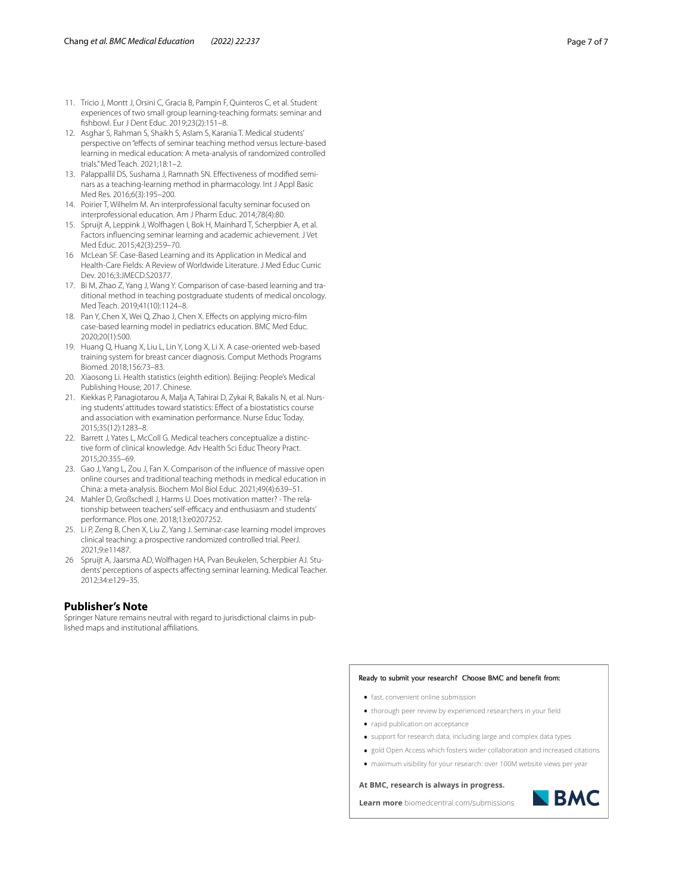11. Tricio J, Montt J, Orsini C, Gracia B, Pampin F, Quinteros C, et al. Student experiences of two small group learning-teaching formats: seminar and fishbowl. Eur J Dent Educ. 2019;23(2):151–8.
12. Asghar S, Rahman S, Shaikh S, Aslam S, Karania T. Medical students' perspective on "effects of seminar teaching method versus lecture-based learning in medical education: A meta-analysis of randomized controlled trials." Med Teach. 2021;18:1–2.
13. Palappallil DS, Sushama J, Ramnath SN. Effectiveness of modified seminars as a teaching-learning method in pharmacology. Int J Appl Basic Med Res. 2016;6(3):195–200.
14. Poirier T, Wilhelm M. An interprofessional faculty seminar focused on interprofessional education. Am J Pharm Educ. 2014;78(4):80.
15. Spruijt A, Leppink J, Wolfhagen I, Bok H, Mainhard T, Scherpbier A, et al. Factors influencing seminar learning and academic achievement. J Vet Med Educ. 2015;42(3):259–70.
16 McLean SF. Case-Based Learning and its Application in Medical and Health-Care Fields: A Review of Worldwide Literature. J Med Educ Curric Dev. 2016;3:JMECD.S20377.
17. Bi M, Zhao Z, Yang J, Wang Y. Comparison of case-based learning and traditional method in teaching postgraduate students of medical oncology. Med Teach. 2019;41(10):1124–8.
18. Pan Y, Chen X, Wei Q, Zhao J, Chen X. Effects on applying micro-film case-based learning model in pediatrics education. BMC Med Educ. 2020;20(1):500.
19. Huang Q, Huang X, Liu L, Lin Y, Long X, Li X. A case-oriented web-based training system for breast cancer diagnosis. Comput Methods Programs Biomed. 2018;156:73–83.
20. Xiaosong Li. Health statistics (eighth edition). Beijing: People's Medical Publishing House; 2017. Chinese.
21. Kiekkas P, Panagiotarou A, Malja A, Tahirai D, Zykai R, Bakalis N, et al. Nursing students' attitudes toward statistics: Effect of a biostatistics course and association with examination performance. Nurse Educ Today. 2015;35(12):1283–8.
22. Barrett J, Yates L, McColl G. Medical teachers conceptualize a distinctive form of clinical knowledge. Adv Health Sci Educ Theory Pract. 2015;20:355–69.
23. Gao J, Yang L, Zou J, Fan X. Comparison of the influence of massive open online courses and traditional teaching methods in medical education in China: a meta-analysis. Biochem Mol Biol Educ. 2021;49(4):639–51.
24. Mahler D, Großschedl J, Harms U. Does motivation matter? - The relationship between teachers' self-efficacy and enthusiasm and students' performance. Plos one. 2018;13:e0207252.
25. Li P, Zeng B, Chen X, Liu Z, Yang J. Seminar-case learning model improves clinical teaching: a prospective randomized controlled trial. PeerJ. 2021;9:e11487.
26 Spruijt A, Jaarsma AD, Wolfhagen HA, Pvan Beukelen, Scherpbier AJ. Students' perceptions of aspects affecting seminar learning. Medical Teacher. 2012;34:e129–35.

## Publisher's Note

Springer Nature remains neutral with regard to jurisdictional claims in published maps and institutional affiliations.

Ready to submit your research? Choose BMC and benefit from:

- fast, convenient online submission
- thorough peer review by experienced researchers in your field
- rapid publication on acceptance
- support for research data, including large and complex data types
- gold Open Access which fosters wider collaboration and increased citations
- maximum visibility for your research: over 100M website views per year

**At BMC, research is always in progress.**

**Learn more** biomedcentral.com/submissions

BMC